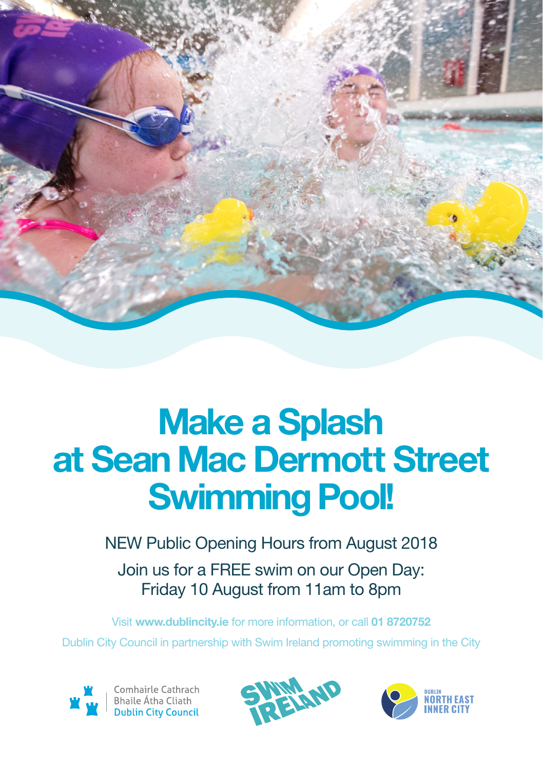# Make a Splash at Sean Mac Dermott Street Swimming Pool!

NEW Public Opening Hours from August 2018

Join us for a FREE swim on our Open Day:
Friday 10 August from 11am to 8pm

Visit **www.dublincity.ie** for more information, or call **01 8720752**

Dublin City Council in partnership with Swim Ireland promoting swimming in the City

Comhairle Cathrach Bhaile Átha Cliath
Dublin City Council

SWIM IRELAND

DUBLIN NORTH EAST INNER CITY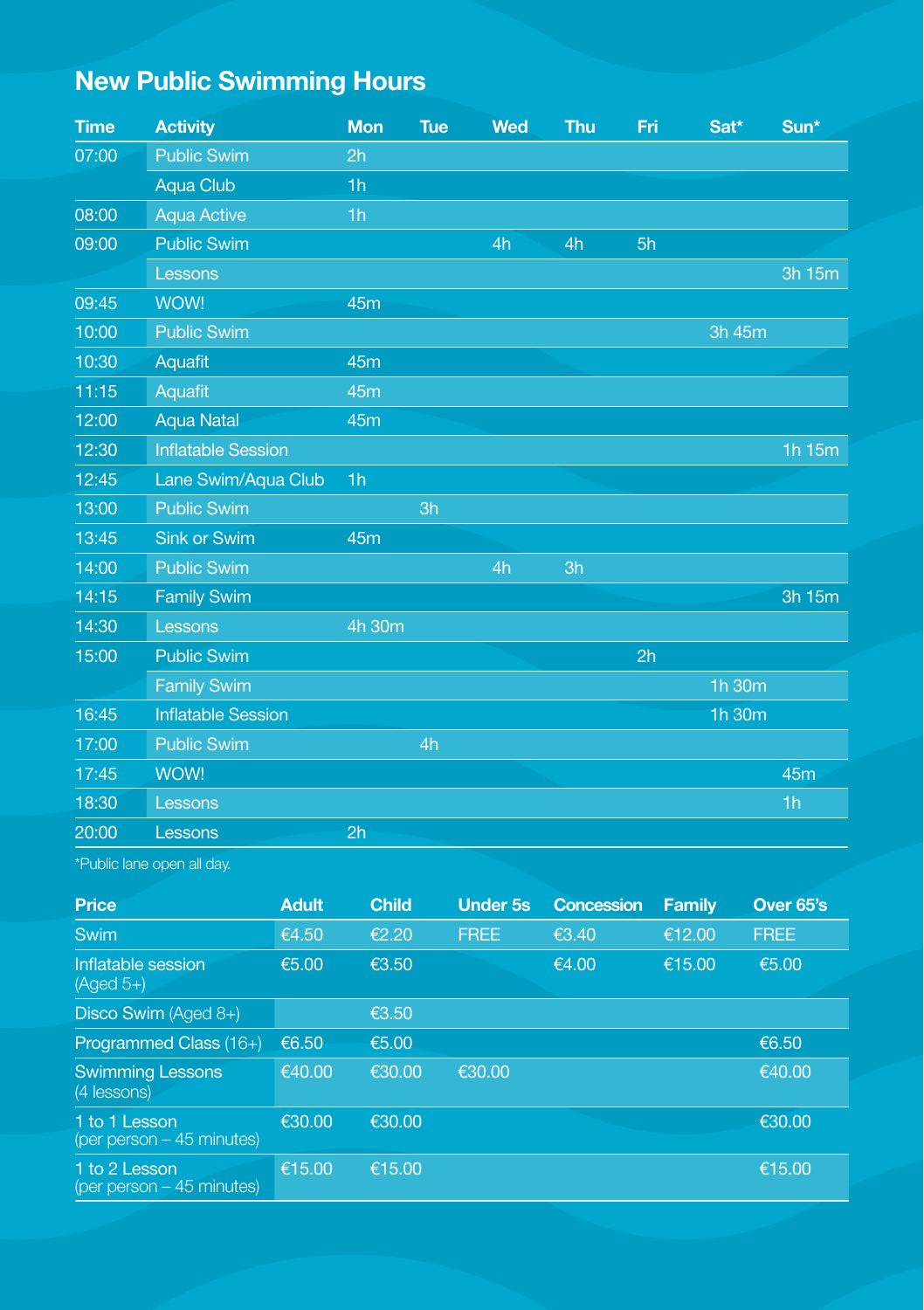## New Public Swimming Hours

| Time | Activity | Mon | Tue | Wed | Thu | Fri | Sat* | Sun* |
|---|---|---|---|---|---|---|---|---|
| 07:00 | Public Swim | 2h | | | | | | |
| | Aqua Club | 1h | | | | | | |
| 08:00 | Aqua Active | 1h | | | | | | |
| 09:00 | Public Swim | | | 4h | 4h | 5h | | |
| | Lessons | | | | | | | 3h 15m |
| 09:45 | WOW! | 45m | | | | | | |
| 10:00 | Public Swim | | | | | | 3h 45m | |
| 10:30 | Aquafit | 45m | | | | | | |
| 11:15 | Aquafit | 45m | | | | | | |
| 12:00 | Aqua Natal | 45m | | | | | | |
| 12:30 | Inflatable Session | | | | | | | 1h 15m |
| 12:45 | Lane Swim/Aqua Club | 1h | | | | | | |
| 13:00 | Public Swim | | 3h | | | | | |
| 13:45 | Sink or Swim | 45m | | | | | | |
| 14:00 | Public Swim | | | 4h | 3h | | | |
| 14:15 | Family Swim | | | | | | | 3h 15m |
| 14:30 | Lessons | 4h 30m | | | | | | |
| 15:00 | Public Swim | | | | | 2h | | |
| | Family Swim | | | | | | 1h 30m | |
| 16:45 | Inflatable Session | | | | | | 1h 30m | |
| 17:00 | Public Swim | | 4h | | | | | |
| 17:45 | WOW! | | | | | | | 45m |
| 18:30 | Lessons | | | | | | | 1h |
| 20:00 | Lessons | 2h | | | | | | |

*Public lane open all day.

| Price | Adult | Child | Under 5s | Concession | Family | Over 65's |
|---|---|---|---|---|---|---|
| Swim | €4.50 | €2.20 | FREE | €3.40 | €12.00 | FREE |
| Inflatable session (Aged 5+) | €5.00 | €3.50 | | €4.00 | €15.00 | €5.00 |
| Disco Swim (Aged 8+) | | €3.50 | | | | |
| Programmed Class (16+) | €6.50 | €5.00 | | | | €6.50 |
| Swimming Lessons (4 lessons) | €40.00 | €30.00 | €30.00 | | | €40.00 |
| 1 to 1 Lesson (per person – 45 minutes) | €30.00 | €30.00 | | | | €30.00 |
| 1 to 2 Lesson (per person – 45 minutes) | €15.00 | €15.00 | | | | €15.00 |